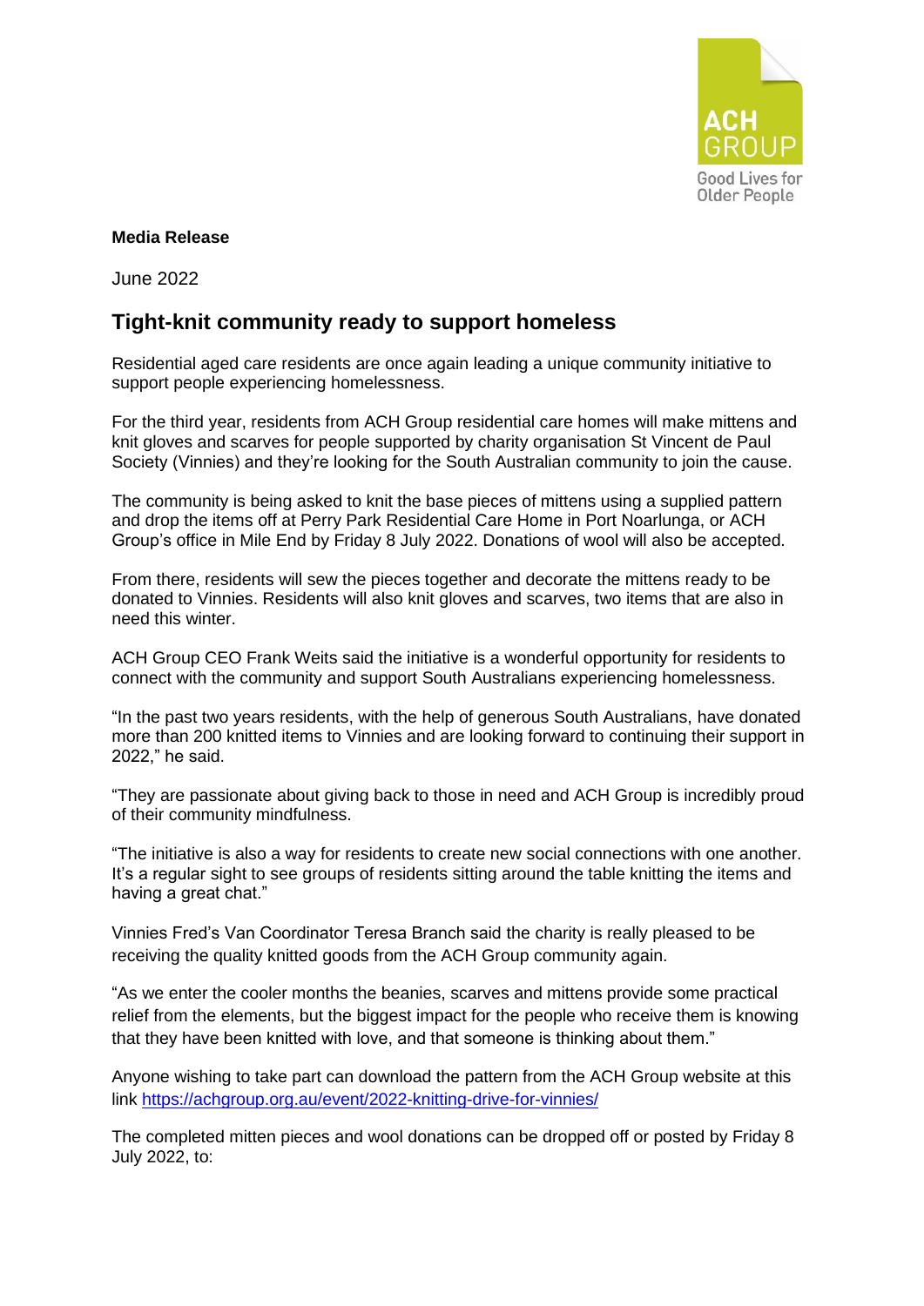ACH GROUP
Good Lives for Older People

**Media Release**

June 2022

## Tight-knit community ready to support homeless

Residential aged care residents are once again leading a unique community initiative to support people experiencing homelessness.

For the third year, residents from ACH Group residential care homes will make mittens and knit gloves and scarves for people supported by charity organisation St Vincent de Paul Society (Vinnies) and they're looking for the South Australian community to join the cause.

The community is being asked to knit the base pieces of mittens using a supplied pattern and drop the items off at Perry Park Residential Care Home in Port Noarlunga, or ACH Group's office in Mile End by Friday 8 July 2022. Donations of wool will also be accepted.

From there, residents will sew the pieces together and decorate the mittens ready to be donated to Vinnies. Residents will also knit gloves and scarves, two items that are also in need this winter.

ACH Group CEO Frank Weits said the initiative is a wonderful opportunity for residents to connect with the community and support South Australians experiencing homelessness.

"In the past two years residents, with the help of generous South Australians, have donated more than 200 knitted items to Vinnies and are looking forward to continuing their support in 2022," he said.

"They are passionate about giving back to those in need and ACH Group is incredibly proud of their community mindfulness.

"The initiative is also a way for residents to create new social connections with one another. It's a regular sight to see groups of residents sitting around the table knitting the items and having a great chat."

Vinnies Fred's Van Coordinator Teresa Branch said the charity is really pleased to be receiving the quality knitted goods from the ACH Group community again.

"As we enter the cooler months the beanies, scarves and mittens provide some practical relief from the elements, but the biggest impact for the people who receive them is knowing that they have been knitted with love, and that someone is thinking about them."

Anyone wishing to take part can download the pattern from the ACH Group website at this link https://achgroup.org.au/event/2022-knitting-drive-for-vinnies/

The completed mitten pieces and wool donations can be dropped off or posted by Friday 8 July 2022, to: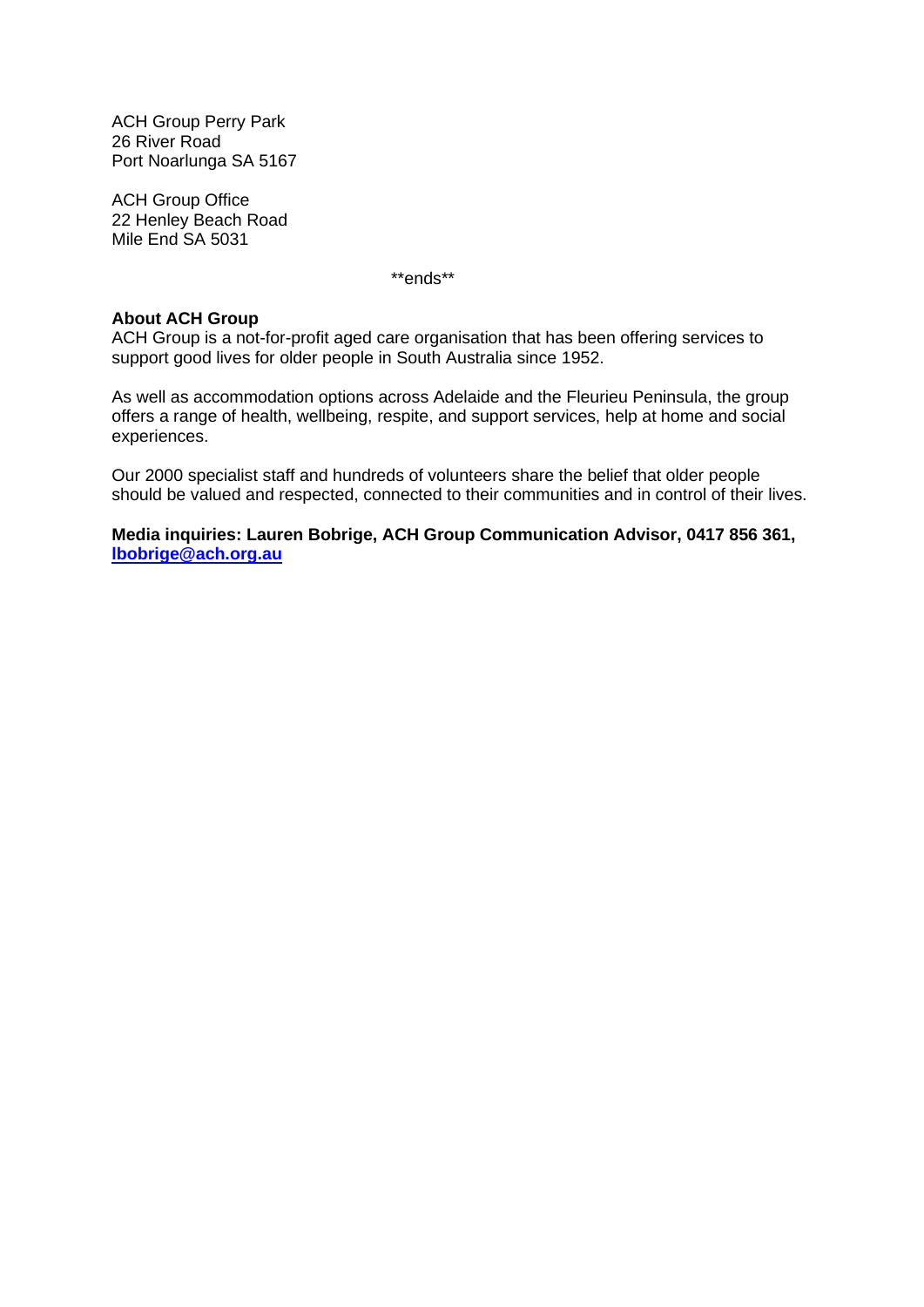ACH Group Perry Park
26 River Road
Port Noarlunga SA 5167

ACH Group Office
22 Henley Beach Road
Mile End SA 5031

**ends**

**About ACH Group**
ACH Group is a not-for-profit aged care organisation that has been offering services to support good lives for older people in South Australia since 1952.

As well as accommodation options across Adelaide and the Fleurieu Peninsula, the group offers a range of health, wellbeing, respite, and support services, help at home and social experiences.

Our 2000 specialist staff and hundreds of volunteers share the belief that older people should be valued and respected, connected to their communities and in control of their lives.

**Media inquiries: Lauren Bobrige, ACH Group Communication Advisor, 0417 856 361, [lbobrige@ach.org.au](mailto:lbobrige@ach.org.au)**